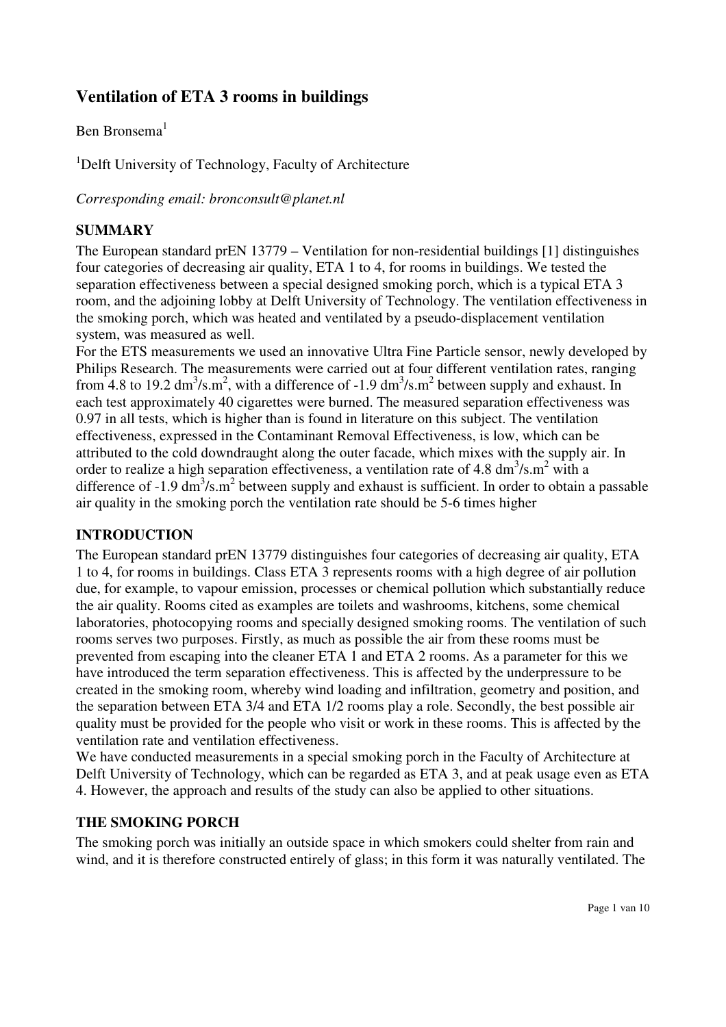# Ventilation of ETA 3 rooms in buildings

Ben Bronsema[1]

[1]Delft University of Technology, Faculty of Architecture

*Corresponding email: bronconsult@planet.nl*

## SUMMARY

The European standard prEN 13779 – Ventilation for non-residential buildings [1] distinguishes four categories of decreasing air quality, ETA 1 to 4, for rooms in buildings. We tested the separation effectiveness between a special designed smoking porch, which is a typical ETA 3 room, and the adjoining lobby at Delft University of Technology. The ventilation effectiveness in the smoking porch, which was heated and ventilated by a pseudo-displacement ventilation system, was measured as well.

For the ETS measurements we used an innovative Ultra Fine Particle sensor, newly developed by Philips Research. The measurements were carried out at four different ventilation rates, ranging from 4.8 to 19.2 $dm^3/s.m^2$, with a difference of -1.9 $dm^3/s.m^2$ between supply and exhaust. In each test approximately 40 cigarettes were burned. The measured separation effectiveness was 0.97 in all tests, which is higher than is found in literature on this subject. The ventilation effectiveness, expressed in the Contaminant Removal Effectiveness, is low, which can be attributed to the cold downdraught along the outer facade, which mixes with the supply air. In order to realize a high separation effectiveness, a ventilation rate of 4.8 $dm^3/s.m^2$ with a difference of -1.9 $dm^3/s.m^2$ between supply and exhaust is sufficient. In order to obtain a passable air quality in the smoking porch the ventilation rate should be 5-6 times higher

## INTRODUCTION

The European standard prEN 13779 distinguishes four categories of decreasing air quality, ETA 1 to 4, for rooms in buildings. Class ETA 3 represents rooms with a high degree of air pollution due, for example, to vapour emission, processes or chemical pollution which substantially reduce the air quality. Rooms cited as examples are toilets and washrooms, kitchens, some chemical laboratories, photocopying rooms and specially designed smoking rooms. The ventilation of such rooms serves two purposes. Firstly, as much as possible the air from these rooms must be prevented from escaping into the cleaner ETA 1 and ETA 2 rooms. As a parameter for this we have introduced the term separation effectiveness. This is affected by the underpressure to be created in the smoking room, whereby wind loading and infiltration, geometry and position, and the separation between ETA 3/4 and ETA 1/2 rooms play a role. Secondly, the best possible air quality must be provided for the people who visit or work in these rooms. This is affected by the ventilation rate and ventilation effectiveness.

We have conducted measurements in a special smoking porch in the Faculty of Architecture at Delft University of Technology, which can be regarded as ETA 3, and at peak usage even as ETA 4. However, the approach and results of the study can also be applied to other situations.

## THE SMOKING PORCH

The smoking porch was initially an outside space in which smokers could shelter from rain and wind, and it is therefore constructed entirely of glass; in this form it was naturally ventilated. The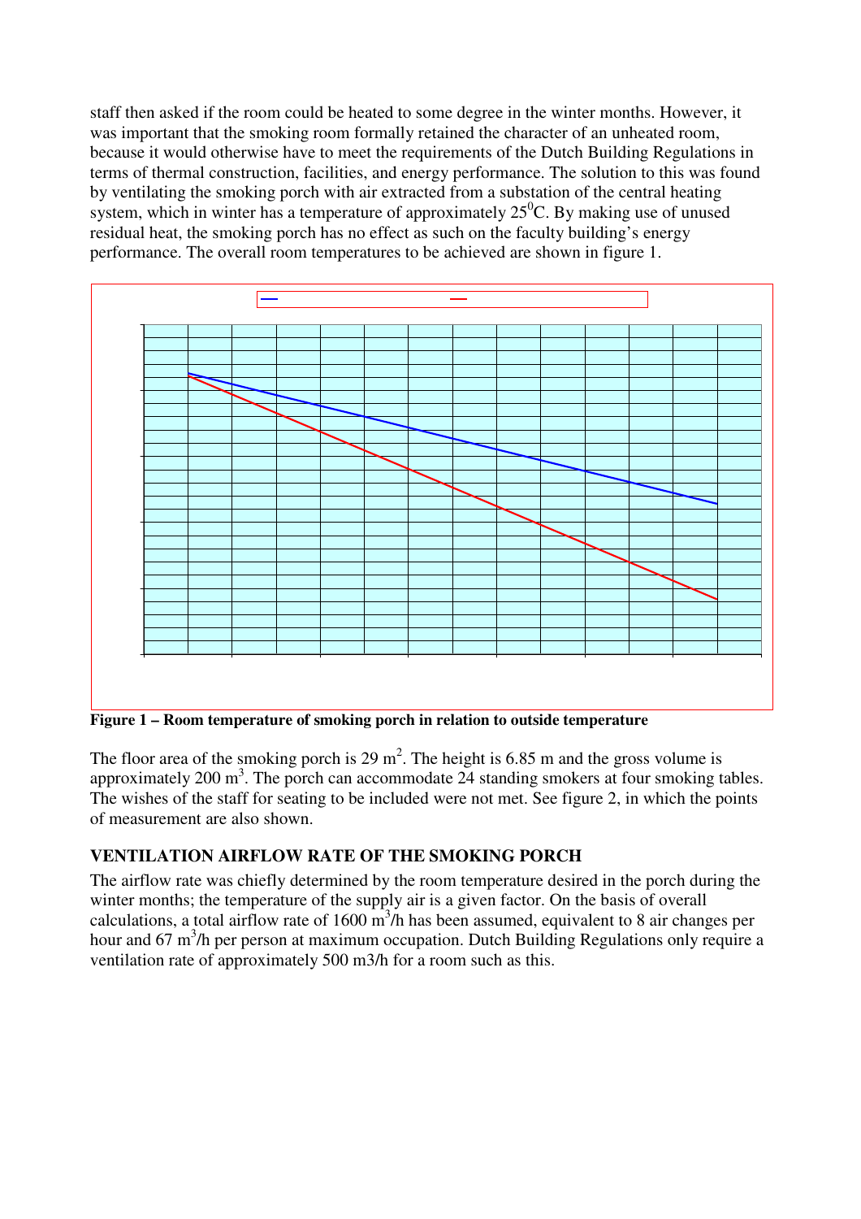staff then asked if the room could be heated to some degree in the winter months. However, it was important that the smoking room formally retained the character of an unheated room, because it would otherwise have to meet the requirements of the Dutch Building Regulations in terms of thermal construction, facilities, and energy performance. The solution to this was found by ventilating the smoking porch with air extracted from a substation of the central heating system, which in winter has a temperature of approximately $25^0$C. By making use of unused residual heat, the smoking porch has no effect as such on the faculty building's energy performance. The overall room temperatures to be achieved are shown in figure 1.

**Figure 1 – Room temperature of smoking porch in relation to outside temperature**

The floor area of the smoking porch is 29 m$^2$. The height is 6.85 m and the gross volume is approximately 200 m$^3$. The porch can accommodate 24 standing smokers at four smoking tables. The wishes of the staff for seating to be included were not met. See figure 2, in which the points of measurement are also shown.

## VENTILATION AIRFLOW RATE OF THE SMOKING PORCH

The airflow rate was chiefly determined by the room temperature desired in the porch during the winter months; the temperature of the supply air is a given factor. On the basis of overall calculations, a total airflow rate of 1600 m$^3$/h has been assumed, equivalent to 8 air changes per hour and 67 m$^3$/h per person at maximum occupation. Dutch Building Regulations only require a ventilation rate of approximately 500 m3/h for a room such as this.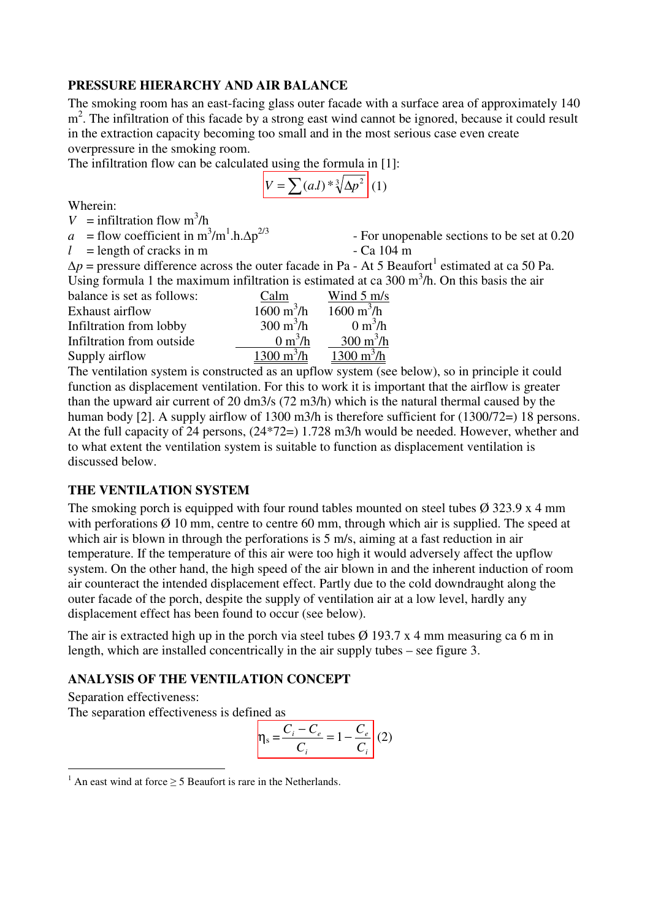## PRESSURE HIERARCHY AND AIR BALANCE

The smoking room has an east-facing glass outer facade with a surface area of approximately 140 $m^2$. The infiltration of this facade by a strong east wind cannot be ignored, because it could result in the extraction capacity becoming too small and in the most serious case even create overpressure in the smoking room.

The infiltration flow can be calculated using the formula in [1]:

$$V = \sum (a.l) * \sqrt[3]{\Delta p^2} \quad (1)$$

Wherein:

$V$ = infiltration flow $m^3/h$

$a$ = flow coefficient in $m^3/m^1.h.\Delta p^{2/3}$ - For unopenable sections to be set at 0.20

$l$ = length of cracks in m - Ca 104 m

$\Delta p$ = pressure difference across the outer facade in Pa - At 5 Beaufort[1] estimated at ca 50 Pa.

Using formula 1 the maximum infiltration is estimated at ca 300 $m^3/h$. On this basis the air balance is set as follows:

| | Calm | Wind 5 m/s |
|---|---|---|
| Exhaust airflow | 1600 $m^3/h$ | 1600 $m^3/h$ |
| Infiltration from lobby | 300 $m^3/h$ | 0 $m^3/h$ |
| Infiltration from outside | 0 $m^3/h$ | 300 $m^3/h$ |
| Supply airflow | 1300 $m^3/h$ | 1300 $m^3/h$ |

The ventilation system is constructed as an upflow system (see below), so in principle it could function as displacement ventilation. For this to work it is important that the airflow is greater than the upward air current of 20 dm3/s (72 m3/h) which is the natural thermal caused by the human body [2]. A supply airflow of 1300 m3/h is therefore sufficient for (1300/72=) 18 persons. At the full capacity of 24 persons, (24*72=) 1.728 m3/h would be needed. However, whether and to what extent the ventilation system is suitable to function as displacement ventilation is discussed below.

## THE VENTILATION SYSTEM

The smoking porch is equipped with four round tables mounted on steel tubes Ø 323.9 x 4 mm with perforations Ø 10 mm, centre to centre 60 mm, through which air is supplied. The speed at which air is blown in through the perforations is 5 m/s, aiming at a fast reduction in air temperature. If the temperature of this air were too high it would adversely affect the upflow system. On the other hand, the high speed of the air blown in and the inherent induction of room air counteract the intended displacement effect. Partly due to the cold downdraught along the outer facade of the porch, despite the supply of ventilation air at a low level, hardly any displacement effect has been found to occur (see below).

The air is extracted high up in the porch via steel tubes Ø 193.7 x 4 mm measuring ca 6 m in length, which are installed concentrically in the air supply tubes – see figure 3.

## ANALYSIS OF THE VENTILATION CONCEPT

Separation effectiveness:

The separation effectiveness is defined as

$$\eta_s = \frac{C_i - C_e}{C_i} = 1 - \frac{C_e}{C_i} \quad (2)$$

---

[1] An east wind at force ≥ 5 Beaufort is rare in the Netherlands.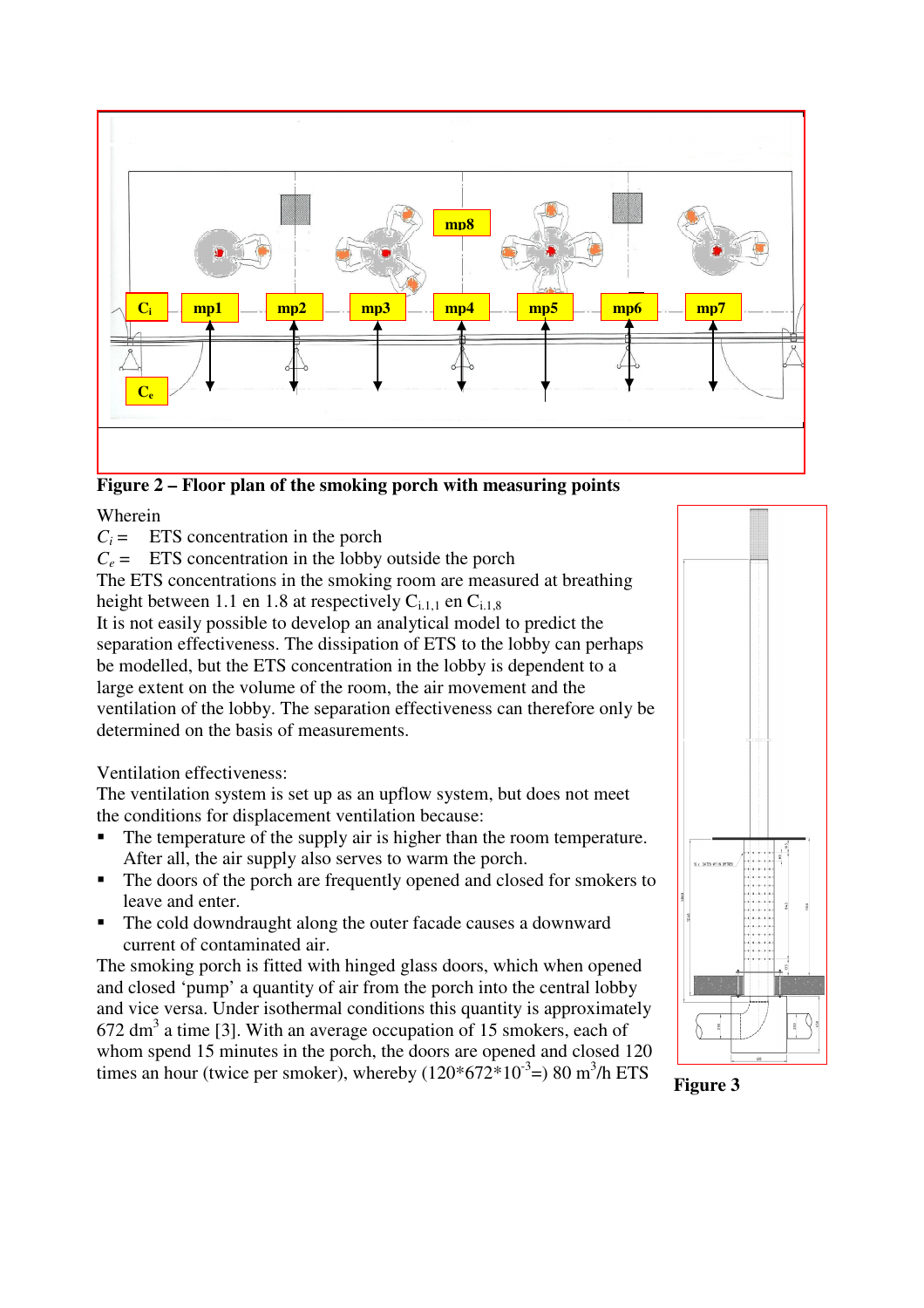**Figure 2 – Floor plan of the smoking porch with measuring points**

Wherein

$C_i$ = ETS concentration in the porch

$C_e$ = ETS concentration in the lobby outside the porch

The ETS concentrations in the smoking room are measured at breathing height between 1.1 en 1.8 at respectively $C_{i.1,1}$ en $C_{i.1,8}$

It is not easily possible to develop an analytical model to predict the separation effectiveness. The dissipation of ETS to the lobby can perhaps be modelled, but the ETS concentration in the lobby is dependent to a large extent on the volume of the room, the air movement and the ventilation of the lobby. The separation effectiveness can therefore only be determined on the basis of measurements.

Ventilation effectiveness:

The ventilation system is set up as an upflow system, but does not meet the conditions for displacement ventilation because:

- The temperature of the supply air is higher than the room temperature. After all, the air supply also serves to warm the porch.
- The doors of the porch are frequently opened and closed for smokers to leave and enter.
- The cold downdraught along the outer facade causes a downward current of contaminated air.

The smoking porch is fitted with hinged glass doors, which when opened and closed 'pump' a quantity of air from the porch into the central lobby and vice versa. Under isothermal conditions this quantity is approximately 672 $dm^3$ a time [3]. With an average occupation of 15 smokers, each of whom spend 15 minutes in the porch, the doors are opened and closed 120 times an hour (twice per smoker), whereby ($120*672*10^{-3}$=) 80 $m^3$/h ETS

**Figure 3**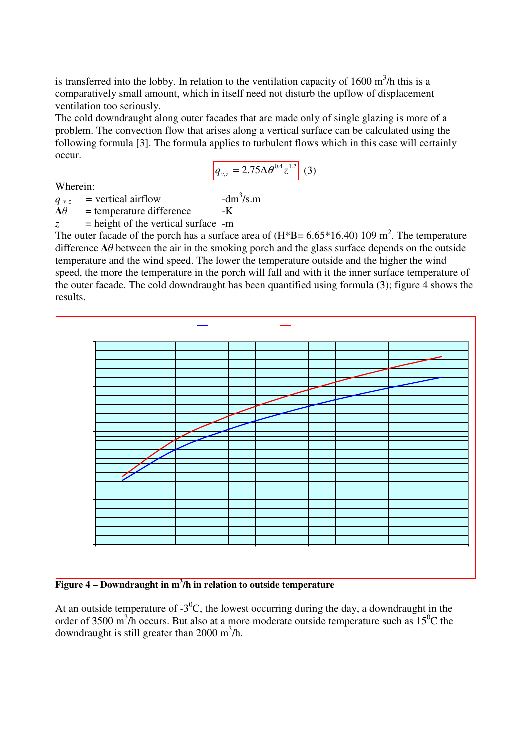is transferred into the lobby. In relation to the ventilation capacity of 1600 $m^3/h$ this is a comparatively small amount, which in itself need not disturb the upflow of displacement ventilation too seriously.

The cold downdraught along outer facades that are made only of single glazing is more of a problem. The convection flow that arises along a vertical surface can be calculated using the following formula [3]. The formula applies to turbulent flows which in this case will certainly occur.

$$q_{v,z} = 2.75\Delta\theta^{0.4} z^{1.2} \quad (3)$$

Wherein:

| | | |
|---|---|---|
| $q_{v,z}$ | = vertical airflow | -$dm^3/s.m$ |
| $\Delta\theta$ | = temperature difference | -K |
| $z$ | = height of the vertical surface | -m |

The outer facade of the porch has a surface area of (H*B= 6.65*16.40) 109 $m^2$. The temperature difference $\Delta\theta$ between the air in the smoking porch and the glass surface depends on the outside temperature and the wind speed. The lower the temperature outside and the higher the wind speed, the more the temperature in the porch will fall and with it the inner surface temperature of the outer facade. The cold downdraught has been quantified using formula (3); figure 4 shows the results.

**Figure 4 – Downdraught in $m^3/h$ in relation to outside temperature**

At an outside temperature of -3$^0$C, the lowest occurring during the day, a downdraught in the order of 3500 $m^3/h$ occurs. But also at a more moderate outside temperature such as 15$^0$C the downdraught is still greater than 2000 $m^3/h$.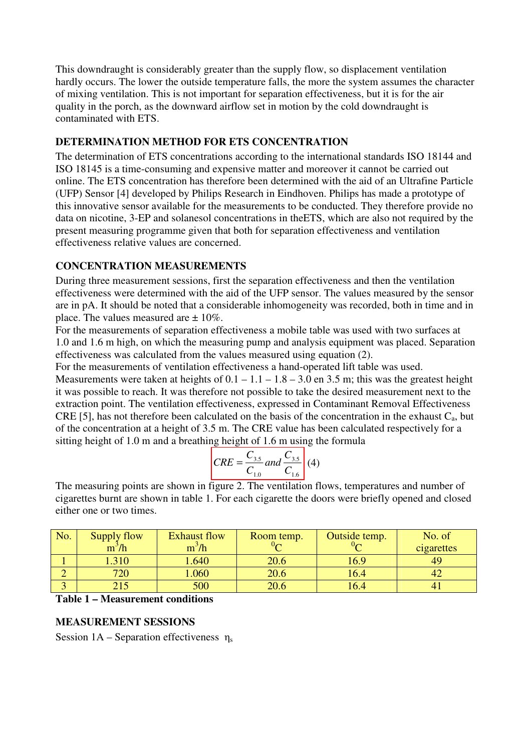This downdraught is considerably greater than the supply flow, so displacement ventilation hardly occurs. The lower the outside temperature falls, the more the system assumes the character of mixing ventilation. This is not important for separation effectiveness, but it is for the air quality in the porch, as the downward airflow set in motion by the cold downdraught is contaminated with ETS.

## DETERMINATION METHOD FOR ETS CONCENTRATION

The determination of ETS concentrations according to the international standards ISO 18144 and ISO 18145 is a time-consuming and expensive matter and moreover it cannot be carried out online. The ETS concentration has therefore been determined with the aid of an Ultrafine Particle (UFP) Sensor [4] developed by Philips Research in Eindhoven. Philips has made a prototype of this innovative sensor available for the measurements to be conducted. They therefore provide no data on nicotine, 3-EP and solanesol concentrations in theETS, which are also not required by the present measuring programme given that both for separation effectiveness and ventilation effectiveness relative values are concerned.

## CONCENTRATION MEASUREMENTS

During three measurement sessions, first the separation effectiveness and then the ventilation effectiveness were determined with the aid of the UFP sensor. The values measured by the sensor are in pA. It should be noted that a considerable inhomogeneity was recorded, both in time and in place. The values measured are ± 10%.

For the measurements of separation effectiveness a mobile table was used with two surfaces at 1.0 and 1.6 m high, on which the measuring pump and analysis equipment was placed. Separation effectiveness was calculated from the values measured using equation (2).

For the measurements of ventilation effectiveness a hand-operated lift table was used. Measurements were taken at heights of 0.1 – 1.1 – 1.8 – 3.0 en 3.5 m; this was the greatest height it was possible to reach. It was therefore not possible to take the desired measurement next to the extraction point. The ventilation effectiveness, expressed in Contaminant Removal Effectiveness CRE [5], has not therefore been calculated on the basis of the concentration in the exhaust $C_a$, but of the concentration at a height of 3.5 m. The CRE value has been calculated respectively for a sitting height of 1.0 m and a breathing height of 1.6 m using the formula

$$CRE = \frac{C_{3.5}}{C_{1.0}} \text{ and } \frac{C_{3.5}}{C_{1.6}} \quad (4)$$

The measuring points are shown in figure 2. The ventilation flows, temperatures and number of cigarettes burnt are shown in table 1. For each cigarette the doors were briefly opened and closed either one or two times.

| No. | Supply flow $m^3/h$ | Exhaust flow $m^3/h$ | Room temp. $^0C$ | Outside temp. $^0C$ | No. of cigarettes |
|---|---|---|---|---|---|
| 1 | 1.310 | 1.640 | 20.6 | 16.9 | 49 |
| 2 | 720 | 1.060 | 20.6 | 16.4 | 42 |
| 3 | 215 | 500 | 20.6 | 16.4 | 41 |

**Table 1 – Measurement conditions**

## MEASUREMENT SESSIONS

Session 1A – Separation effectiveness $\eta_s$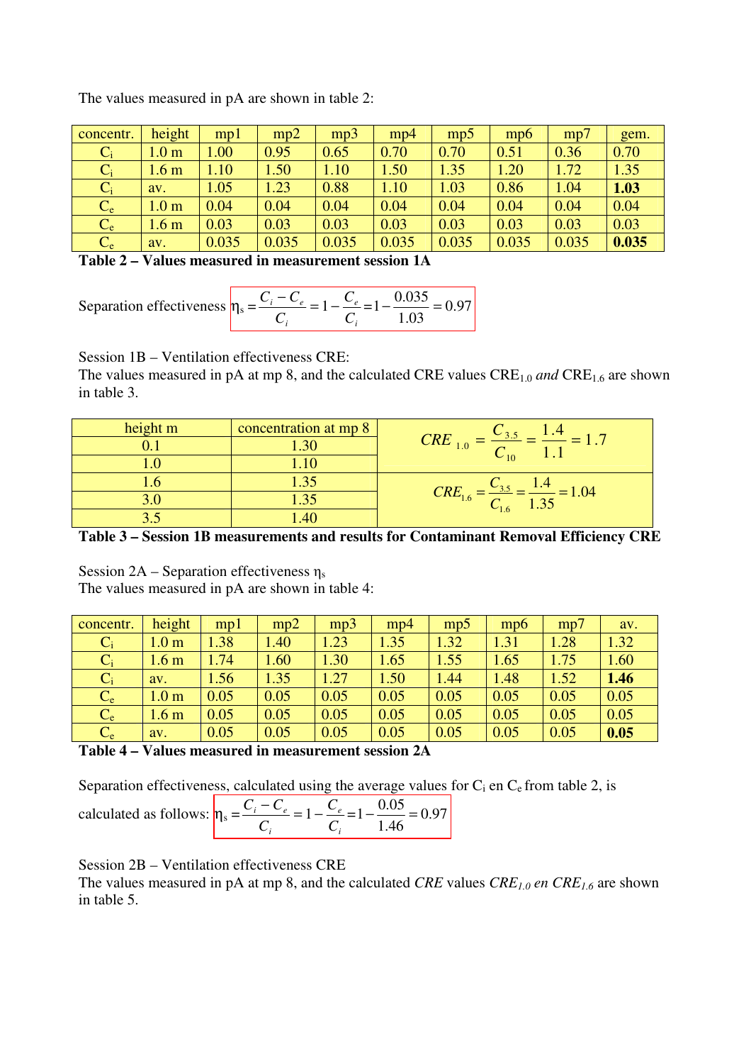The values measured in pA are shown in table 2:

| concentr. | height | mp1 | mp2 | mp3 | mp4 | mp5 | mp6 | mp7 | gem. |
|---|---|---|---|---|---|---|---|---|---|
| $C_i$ | 1.0 m | 1.00 | 0.95 | 0.65 | 0.70 | 0.70 | 0.51 | 0.36 | 0.70 |
| $C_i$ | 1.6 m | 1.10 | 1.50 | 1.10 | 1.50 | 1.35 | 1.20 | 1.72 | 1.35 |
| $C_i$ | av. | 1.05 | 1.23 | 0.88 | 1.10 | 1.03 | 0.86 | 1.04 | **1.03** |
| $C_e$ | 1.0 m | 0.04 | 0.04 | 0.04 | 0.04 | 0.04 | 0.04 | 0.04 | 0.04 |
| $C_e$ | 1.6 m | 0.03 | 0.03 | 0.03 | 0.03 | 0.03 | 0.03 | 0.03 | 0.03 |
| $C_e$ | av. | 0.035 | 0.035 | 0.035 | 0.035 | 0.035 | 0.035 | 0.035 | **0.035** |

**Table 2 – Values measured in measurement session 1A**

Separation effectiveness $\eta_s = \frac{C_i - C_e}{C_i} = 1 - \frac{C_e}{C_i} = 1 - \frac{0.035}{1.03} = 0.97$

Session 1B – Ventilation effectiveness CRE:
The values measured in pA at mp 8, and the calculated CRE values $CRE_{1.0}$ *and* $CRE_{1.6}$ are shown in table 3.

| height m | concentration at mp 8 | |
|---|---|---|
| 0.1 | 1.30 | $CRE_{1.0} = \frac{C_{3.5}}{C_{10}} = \frac{1.4}{1.1} = 1.7$ |
| 1.0 | 1.10 | |
| 1.6 | 1.35 | $CRE_{1.6} = \frac{C_{3.5}}{C_{1.6}} = \frac{1.4}{1.35} = 1.04$ |
| 3.0 | 1.35 | |
| 3.5 | 1.40 | |

**Table 3 – Session 1B measurements and results for Contaminant Removal Efficiency CRE**

Session 2A – Separation effectiveness $\eta_s$
The values measured in pA are shown in table 4:

| concentr. | height | mp1 | mp2 | mp3 | mp4 | mp5 | mp6 | mp7 | av. |
|---|---|---|---|---|---|---|---|---|---|
| $C_i$ | 1.0 m | 1.38 | 1.40 | 1.23 | 1.35 | 1.32 | 1.31 | 1.28 | 1.32 |
| $C_i$ | 1.6 m | 1.74 | 1.60 | 1.30 | 1.65 | 1.55 | 1.65 | 1.75 | 1.60 |
| $C_i$ | av. | 1.56 | 1.35 | 1.27 | 1.50 | 1.44 | 1.48 | 1.52 | **1.46** |
| $C_e$ | 1.0 m | 0.05 | 0.05 | 0.05 | 0.05 | 0.05 | 0.05 | 0.05 | 0.05 |
| $C_e$ | 1.6 m | 0.05 | 0.05 | 0.05 | 0.05 | 0.05 | 0.05 | 0.05 | 0.05 |
| $C_e$ | av. | 0.05 | 0.05 | 0.05 | 0.05 | 0.05 | 0.05 | 0.05 | **0.05** |

**Table 4 – Values measured in measurement session 2A**

Separation effectiveness, calculated using the average values for $C_i$ en $C_e$ from table 2, is calculated as follows: $\eta_s = \frac{C_i - C_e}{C_i} = 1 - \frac{C_e}{C_i} = 1 - \frac{0.05}{1.46} = 0.97$

Session 2B – Ventilation effectiveness CRE
The values measured in pA at mp 8, and the calculated *CRE* values $CRE_{1.0}$ *en* $CRE_{1.6}$ are shown in table 5.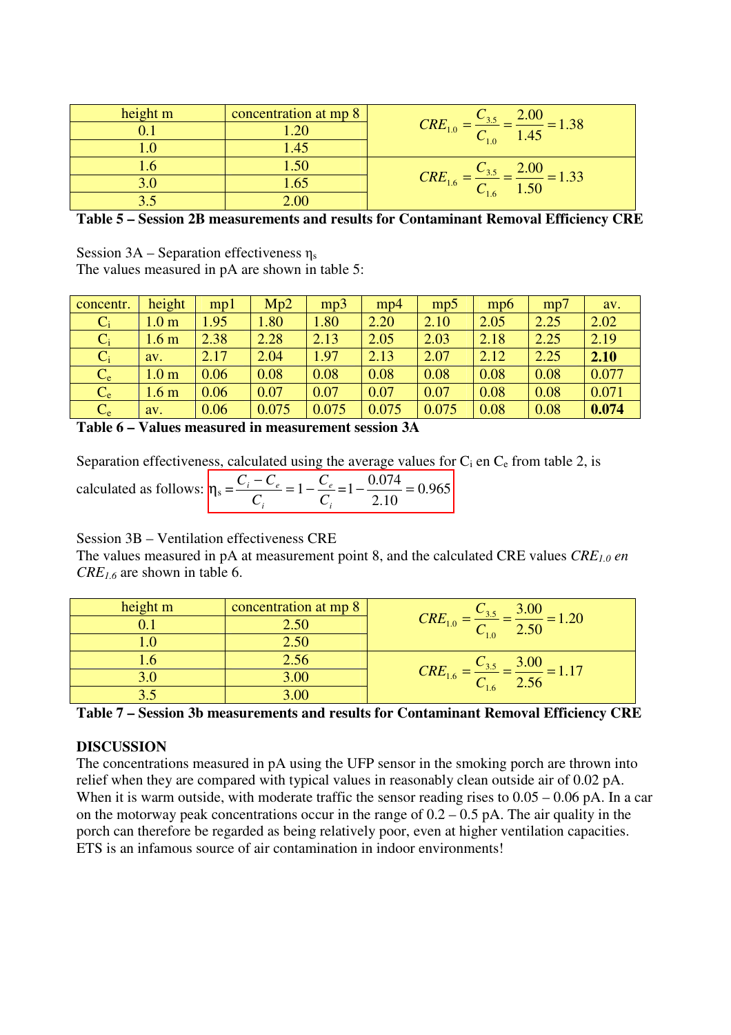| height m | concentration at mp 8 | |
|---|---|---|
| 0.1 | 1.20 | $CRE_{1.0} = \frac{C_{3.5}}{C_{1.0}} = \frac{2.00}{1.45} = 1.38$ |
| 1.0 | 1.45 | |
| 1.6 | 1.50 | $CRE_{1.6} = \frac{C_{3.5}}{C_{1.6}} = \frac{2.00}{1.50} = 1.33$ |
| 3.0 | 1.65 | |
| 3.5 | 2.00 | |

**Table 5 – Session 2B measurements and results for Contaminant Removal Efficiency CRE**

Session 3A – Separation effectiveness $\eta_s$
The values measured in pA are shown in table 5:

| concentr. | height | mp1 | Mp2 | mp3 | mp4 | mp5 | mp6 | mp7 | av. |
|---|---|---|---|---|---|---|---|---|---|
| $C_i$ | 1.0 m | 1.95 | 1.80 | 1.80 | 2.20 | 2.10 | 2.05 | 2.25 | 2.02 |
| $C_i$ | 1.6 m | 2.38 | 2.28 | 2.13 | 2.05 | 2.03 | 2.18 | 2.25 | 2.19 |
| $C_i$ | av. | 2.17 | 2.04 | 1.97 | 2.13 | 2.07 | 2.12 | 2.25 | **2.10** |
| $C_e$ | 1.0 m | 0.06 | 0.08 | 0.08 | 0.08 | 0.08 | 0.08 | 0.08 | 0.077 |
| $C_e$ | 1.6 m | 0.06 | 0.07 | 0.07 | 0.07 | 0.07 | 0.08 | 0.08 | 0.071 |
| $C_e$ | av. | 0.06 | 0.075 | 0.075 | 0.075 | 0.075 | 0.08 | 0.08 | **0.074** |

**Table 6 – Values measured in measurement session 3A**

Separation effectiveness, calculated using the average values for $C_i$ en $C_e$ from table 2, is calculated as follows: $\eta_s = \frac{C_i - C_e}{C_i} = 1 - \frac{C_e}{C_i} = 1 - \frac{0.074}{2.10} = 0.965$

Session 3B – Ventilation effectiveness CRE
The values measured in pA at measurement point 8, and the calculated CRE values *$CRE_{1.0}$ en $CRE_{1.6}$* are shown in table 6.

| height m | concentration at mp 8 | |
|---|---|---|
| 0.1 | 2.50 | $CRE_{1.0} = \frac{C_{3.5}}{C_{1.0}} = \frac{3.00}{2.50} = 1.20$ |
| 1.0 | 2.50 | |
| 1.6 | 2.56 | $CRE_{1.6} = \frac{C_{3.5}}{C_{1.6}} = \frac{3.00}{2.56} = 1.17$ |
| 3.0 | 3.00 | |
| 3.5 | 3.00 | |

**Table 7 – Session 3b measurements and results for Contaminant Removal Efficiency CRE**

**DISCUSSION**

The concentrations measured in pA using the UFP sensor in the smoking porch are thrown into relief when they are compared with typical values in reasonably clean outside air of 0.02 pA. When it is warm outside, with moderate traffic the sensor reading rises to 0.05 – 0.06 pA. In a car on the motorway peak concentrations occur in the range of 0.2 – 0.5 pA. The air quality in the porch can therefore be regarded as being relatively poor, even at higher ventilation capacities. ETS is an infamous source of air contamination in indoor environments!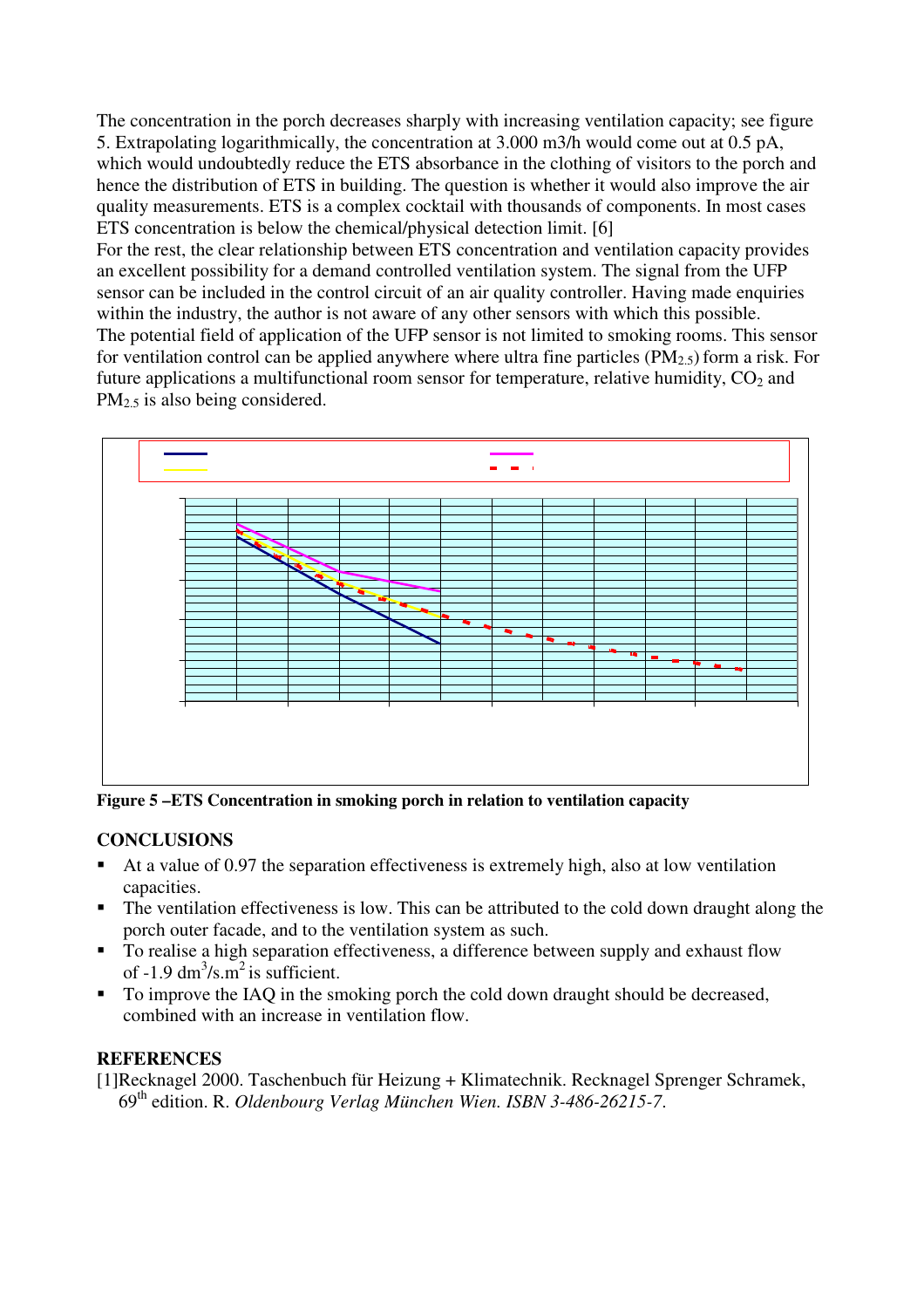The concentration in the porch decreases sharply with increasing ventilation capacity; see figure 5. Extrapolating logarithmically, the concentration at 3.000 m3/h would come out at 0.5 pA, which would undoubtedly reduce the ETS absorbance in the clothing of visitors to the porch and hence the distribution of ETS in building. The question is whether it would also improve the air quality measurements. ETS is a complex cocktail with thousands of components. In most cases ETS concentration is below the chemical/physical detection limit. [6]
For the rest, the clear relationship between ETS concentration and ventilation capacity provides an excellent possibility for a demand controlled ventilation system. The signal from the UFP sensor can be included in the control circuit of an air quality controller. Having made enquiries within the industry, the author is not aware of any other sensors with which this possible.
The potential field of application of the UFP sensor is not limited to smoking rooms. This sensor for ventilation control can be applied anywhere where ultra fine particles ($PM_{2.5}$) form a risk. For future applications a multifunctional room sensor for temperature, relative humidity, $CO_2$ and $PM_{2.5}$ is also being considered.

**Figure 5 –ETS Concentration in smoking porch in relation to ventilation capacity**

## CONCLUSIONS

- At a value of 0.97 the separation effectiveness is extremely high, also at low ventilation capacities.
- The ventilation effectiveness is low. This can be attributed to the cold down draught along the porch outer facade, and to the ventilation system as such.
- To realise a high separation effectiveness, a difference between supply and exhaust flow of -1.9 $dm^3/s.m^2$ is sufficient.
- To improve the IAQ in the smoking porch the cold down draught should be decreased, combined with an increase in ventilation flow.

## REFERENCES

[1]Recknagel 2000. Taschenbuch für Heizung + Klimatechnik. Recknagel Sprenger Schramek, 69th edition. R. *Oldenbourg Verlag München Wien. ISBN 3-486-26215-7.*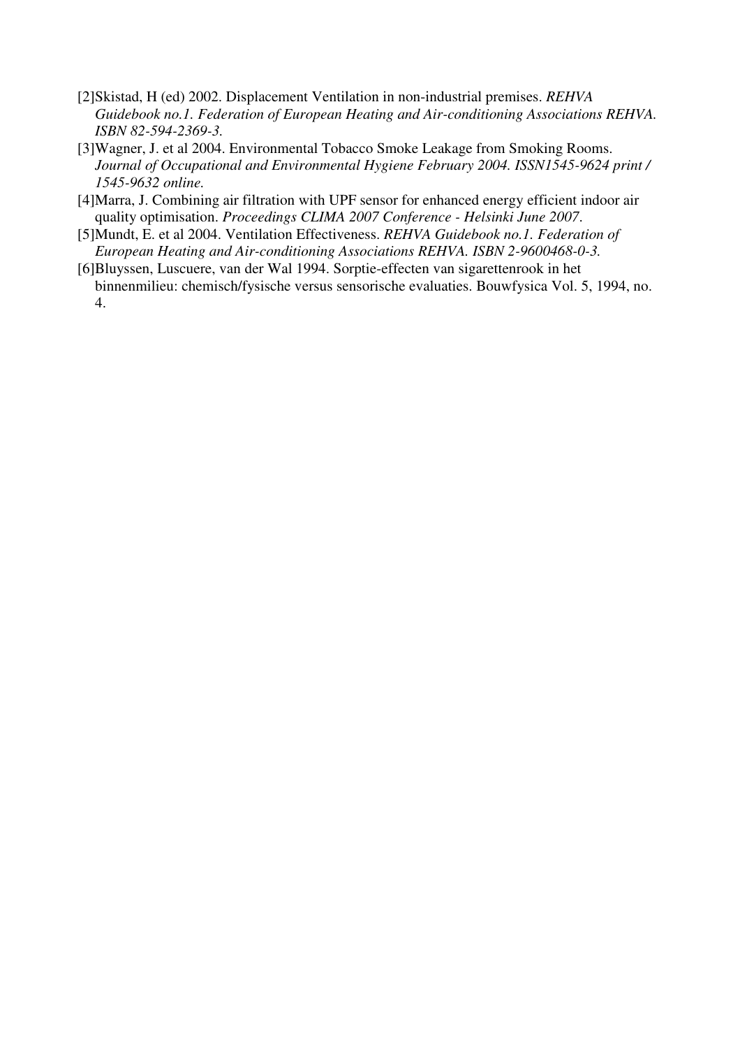[2]Skistad, H (ed) 2002. Displacement Ventilation in non-industrial premises. *REHVA Guidebook no.1. Federation of European Heating and Air-conditioning Associations REHVA. ISBN 82-594-2369-3.*

[3]Wagner, J. et al 2004. Environmental Tobacco Smoke Leakage from Smoking Rooms. *Journal of Occupational and Environmental Hygiene February 2004. ISSN1545-9624 print / 1545-9632 online.*

[4]Marra, J. Combining air filtration with UPF sensor for enhanced energy efficient indoor air quality optimisation. *Proceedings CLIMA 2007 Conference - Helsinki June 2007*.

[5]Mundt, E. et al 2004. Ventilation Effectiveness. *REHVA Guidebook no.1. Federation of European Heating and Air-conditioning Associations REHVA. ISBN 2-9600468-0-3.*

[6]Bluyssen, Luscuere, van der Wal 1994. Sorptie-effecten van sigarettenrook in het binnenmilieu: chemisch/fysische versus sensorische evaluaties. Bouwfysica Vol. 5, 1994, no. 4.